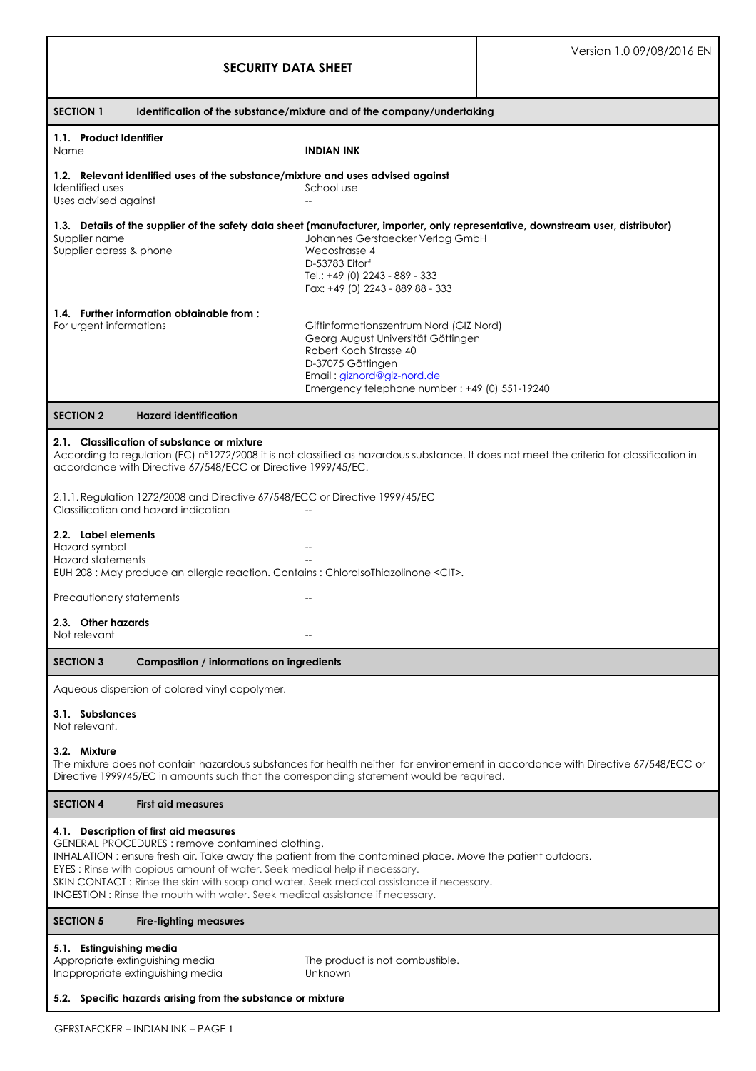# SECURITY DATA SHEET

Version 1.0 09/08/2016 EN

## SECTION 1 Identification of the substance/mixture and of the company/undertaking

### 1.1. Product Identifier

| | |
|---|---|
| Name | **INDIAN INK** |

### 1.2. Relevant identified uses of the substance/mixture and uses advised against

| | |
|---|---|
| Identified uses | School use |
| Uses advised against | -- |

### 1.3. Details of the supplier of the safety data sheet (manufacturer, importer, only representative, downstream user, distributor)

| | |
|---|---|
| Supplier name | Johannes Gerstaecker Verlag GmbH |
| Supplier adress & phone | Wecostrasse 4<br>D-53783 Eitorf<br>Tel.: +49 (0) 2243 - 889 - 333<br>Fax: +49 (0) 2243 - 889 88 - 333 |

### 1.4. Further information obtainable from :

| | |
|---|---|
| For urgent informations | Giftinformationszentrum Nord (GIZ Nord)<br>Georg August Universität Göttingen<br>Robert Koch Strasse 40<br>D-37075 Göttingen<br>Email : giznord@giz-nord.de<br>Emergency telephone number : +49 (0) 551-19240 |

## SECTION 2 Hazard identification

### 2.1. Classification of substance or mixture

According to regulation (EC) n°1272/2008 it is not classified as hazardous substance. It does not meet the criteria for classification in accordance with Directive 67/548/ECC or Directive 1999/45/EC.

2.1.1. Regulation 1272/2008 and Directive 67/548/ECC or Directive 1999/45/EC

| | |
|---|---|
| Classification and hazard indication | -- |

### 2.2. Label elements

| | |
|---|---|
| Hazard symbol | -- |
| Hazard statements | -- |

EUH 208 : May produce an allergic reaction. Contains : ChloroIsoThiazolinone <CIT>.

| | |
|---|---|
| Precautionary statements | -- |

### 2.3. Other hazards

| | |
|---|---|
| Not relevant | -- |

## SECTION 3 Composition / informations on ingredients

Aqueous dispersion of colored vinyl copolymer.

### 3.1. Substances

Not relevant.

### 3.2. Mixture

The mixture does not contain hazardous substances for health neither for environement in accordance with Directive 67/548/ECC or Directive 1999/45/EC in amounts such that the corresponding statement would be required.

## SECTION 4 First aid measures

### 4.1. Description of first aid measures

GENERAL PROCEDURES : remove contamined clothing.
INHALATION : ensure fresh air. Take away the patient from the contamined place. Move the patient outdoors.
EYES : Rinse with copious amount of water. Seek medical help if necessary.
SKIN CONTACT : Rinse the skin with soap and water. Seek medical assistance if necessary.
INGESTION : Rinse the mouth with water. Seek medical assistance if necessary.

## SECTION 5 Fire-fighting measures

### 5.1. Estinguishing media

| | |
|---|---|
| Appropriate extinguishing media | The product is not combustible. |
| Inappropriate extinguishing media | Unknown |

### 5.2. Specific hazards arising from the substance or mixture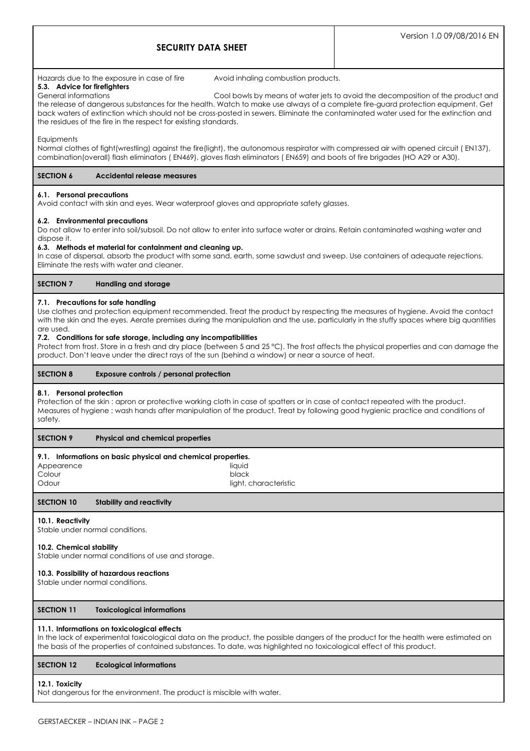Hazards due to the exposure in case of fire — Avoid inhaling combustion products.

### 5.3. Advice for firefighters

General informations — Cool bowls by means of water jets to avoid the decomposition of the product and the release of dangerous substances for the health. Watch to make use always of a complete fire-guard protection equipment. Get back waters of extinction which should not be cross-posted in sewers. Eliminate the contaminated water used for the extinction and the residues of the fire in the respect for existing standards.

Equipments

Normal clothes of fight(wrestling) against the fire(light), the autonomous respirator with compressed air with opened circuit ( EN137), combination(overall) flash eliminators ( EN469), gloves flash eliminators ( EN659) and boots of fire brigades (HO A29 or A30).

## SECTION 6 Accidental release measures

### 6.1. Personal precautions

Avoid contact with skin and eyes. Wear waterproof gloves and appropriate safety glasses.

### 6.2. Environmental precautions

Do not allow to enter into soil/subsoil. Do not allow to enter into surface water or drains. Retain contaminated washing water and dispose it.

### 6.3. Methods et material for containment and cleaning up.

In case of dispersal, absorb the product with some sand, earth, some sawdust and sweep. Use containers of adequate rejections. Eliminate the rests with water and cleaner.

## SECTION 7 Handling and storage

### 7.1. Precautions for safe handling

Use clothes and protection equipment recommended. Treat the product by respecting the measures of hygiene. Avoid the contact with the skin and the eyes. Aerate premises during the manipulation and the use, particularly in the stuffy spaces where big quantities are used.

### 7.2. Conditions for safe storage, including any incompatibilities

Protect from frost. Store in a fresh and dry place (between 5 and 25 °C). The frost affects the physical properties and can damage the product. Don't leave under the direct rays of the sun (behind a window) or near a source of heat.

## SECTION 8 Exposure controls / personal protection

### 8.1. Personal protection

Protection of the skin : apron or protective working cloth in case of spatters or in case of contact repeated with the product.
Measures of hygiene : wash hands after manipulation of the product. Treat by following good hygienic practice and conditions of safety.

## SECTION 9 Physical and chemical properties

### 9.1. Informations on basic physical and chemical properties.

| | |
|---|---|
| Appearence | liquid |
| Colour | black |
| Odour | light, characteristic |

## SECTION 10 Stability and reactivity

### 10.1. Reactivity

Stable under normal conditions.

### 10.2. Chemical stability

Stable under normal conditions of use and storage.

### 10.3. Possibility of hazardous reactions

Stable under normal conditions.

## SECTION 11 Toxicological informations

### 11.1. Informations on toxicological effects

In the lack of experimental toxicological data on the product, the possible dangers of the product for the health were estimated on the basis of the properties of contained substances. To date, was highlighted no toxicological effect of this product.

## SECTION 12 Ecological informations

### 12.1. Toxicity

Not dangerous for the environment. The product is miscible with water.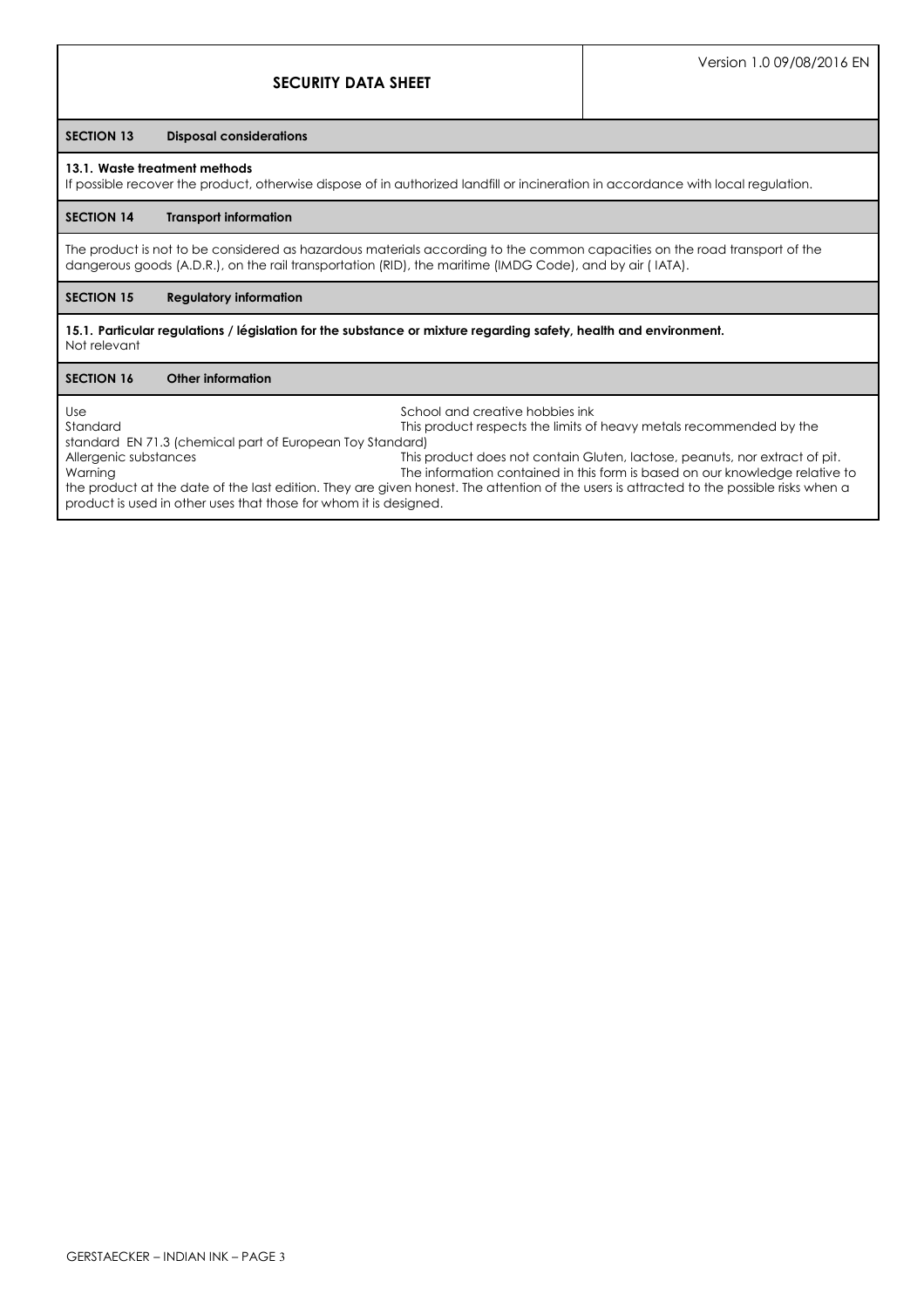**SECURITY DATA SHEET**

Version 1.0 09/08/2016 EN

## SECTION 13 Disposal considerations

**13.1. Waste treatment methods**

If possible recover the product, otherwise dispose of in authorized landfill or incineration in accordance with local regulation.

## SECTION 14 Transport information

The product is not to be considered as hazardous materials according to the common capacities on the road transport of the dangerous goods (A.D.R.), on the rail transportation (RID), the maritime (IMDG Code), and by air ( IATA).

## SECTION 15 Regulatory information

**15.1. Particular regulations / législation for the substance or mixture regarding safety, health and environment.**

Not relevant

## SECTION 16 Other information

| | |
|---|---|
| Use | School and creative hobbies ink |
| Standard | This product respects the limits of heavy metals recommended by the standard EN 71.3 (chemical part of European Toy Standard) |
| Allergenic substances | This product does not contain Gluten, lactose, peanuts, nor extract of pit. |
| Warning | The information contained in this form is based on our knowledge relative to the product at the date of the last edition. They are given honest. The attention of the users is attracted to the possible risks when a product is used in other uses that those for whom it is designed. |